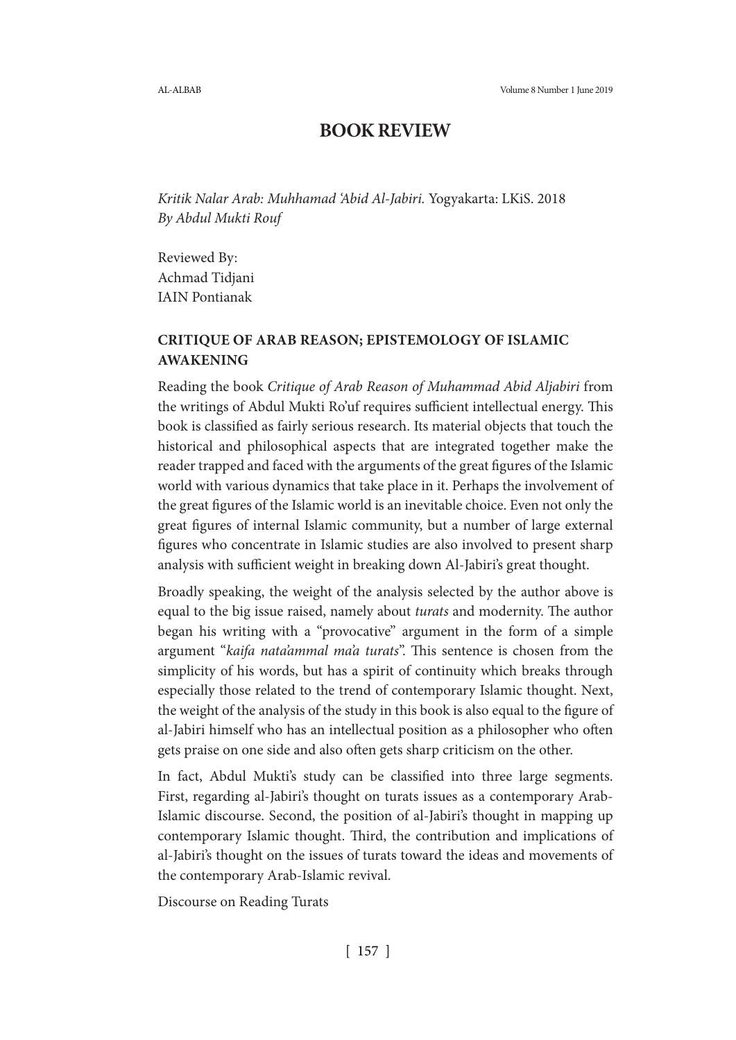# BOOK REVIEW

*Kritik Nalar Arab: Muhhamad 'Abid Al-Jabiri.* Yogyakarta: LKiS. 2018
*By Abdul Mukti Rouf*

Reviewed By:
Achmad Tidjani
IAIN Pontianak

## CRITIQUE OF ARAB REASON; EPISTEMOLOGY OF ISLAMIC AWAKENING

Reading the book *Critique of Arab Reason of Muhammad Abid Aljabiri* from the writings of Abdul Mukti Ro'uf requires sufficient intellectual energy. This book is classified as fairly serious research. Its material objects that touch the historical and philosophical aspects that are integrated together make the reader trapped and faced with the arguments of the great figures of the Islamic world with various dynamics that take place in it. Perhaps the involvement of the great figures of the Islamic world is an inevitable choice. Even not only the great figures of internal Islamic community, but a number of large external figures who concentrate in Islamic studies are also involved to present sharp analysis with sufficient weight in breaking down Al-Jabiri's great thought.

Broadly speaking, the weight of the analysis selected by the author above is equal to the big issue raised, namely about *turats* and modernity. The author began his writing with a "provocative" argument in the form of a simple argument "*kaifa nata'ammal ma'a turats*". This sentence is chosen from the simplicity of his words, but has a spirit of continuity which breaks through especially those related to the trend of contemporary Islamic thought. Next, the weight of the analysis of the study in this book is also equal to the figure of al-Jabiri himself who has an intellectual position as a philosopher who often gets praise on one side and also often gets sharp criticism on the other.

In fact, Abdul Mukti's study can be classified into three large segments. First, regarding al-Jabiri's thought on turats issues as a contemporary Arab-Islamic discourse. Second, the position of al-Jabiri's thought in mapping up contemporary Islamic thought. Third, the contribution and implications of al-Jabiri's thought on the issues of turats toward the ideas and movements of the contemporary Arab-Islamic revival.

Discourse on Reading Turats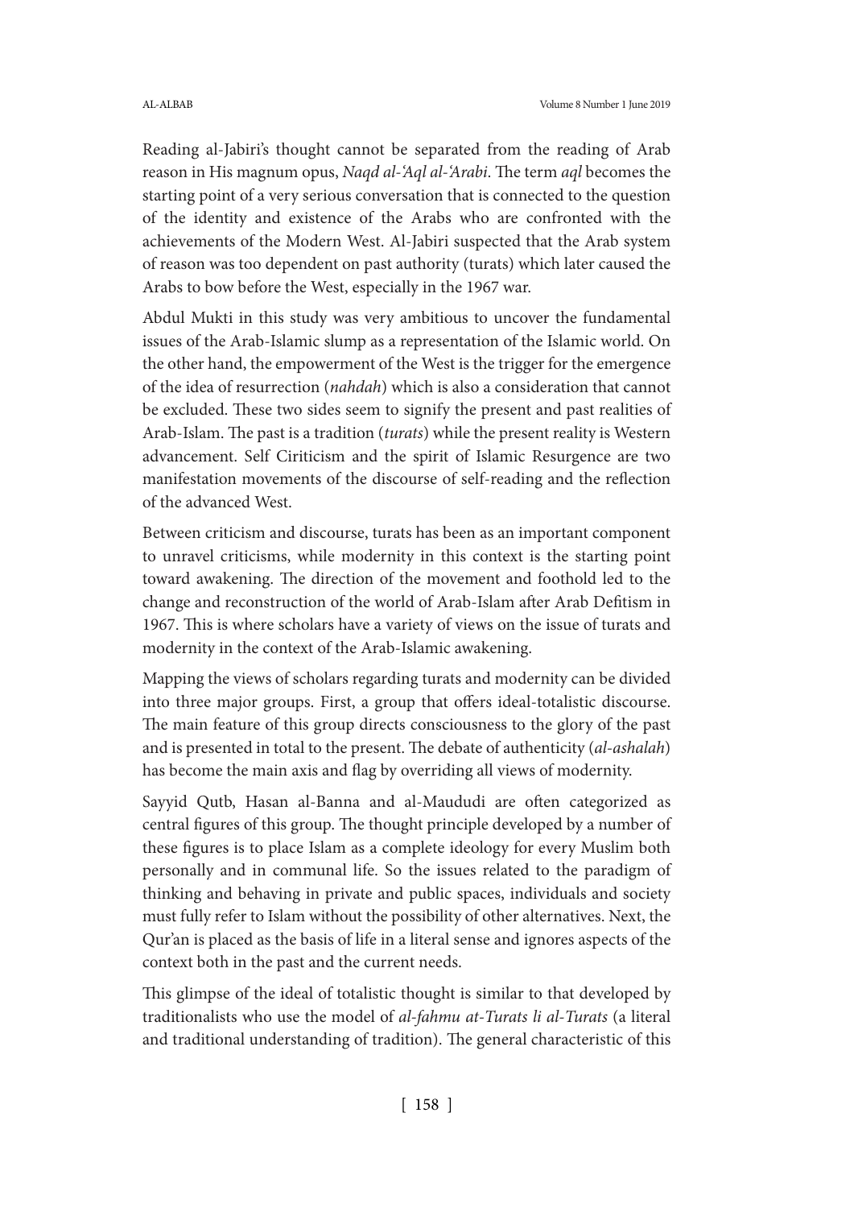Reading al-Jabiri's thought cannot be separated from the reading of Arab reason in His magnum opus, *Naqd al-'Aql al-'Arabi*. The term *aql* becomes the starting point of a very serious conversation that is connected to the question of the identity and existence of the Arabs who are confronted with the achievements of the Modern West. Al-Jabiri suspected that the Arab system of reason was too dependent on past authority (turats) which later caused the Arabs to bow before the West, especially in the 1967 war.

Abdul Mukti in this study was very ambitious to uncover the fundamental issues of the Arab-Islamic slump as a representation of the Islamic world. On the other hand, the empowerment of the West is the trigger for the emergence of the idea of resurrection (*nahdah*) which is also a consideration that cannot be excluded. These two sides seem to signify the present and past realities of Arab-Islam. The past is a tradition (*turats*) while the present reality is Western advancement. Self Ciriticism and the spirit of Islamic Resurgence are two manifestation movements of the discourse of self-reading and the reflection of the advanced West.

Between criticism and discourse, turats has been as an important component to unravel criticisms, while modernity in this context is the starting point toward awakening. The direction of the movement and foothold led to the change and reconstruction of the world of Arab-Islam after Arab Defitism in 1967. This is where scholars have a variety of views on the issue of turats and modernity in the context of the Arab-Islamic awakening.

Mapping the views of scholars regarding turats and modernity can be divided into three major groups. First, a group that offers ideal-totalistic discourse. The main feature of this group directs consciousness to the glory of the past and is presented in total to the present. The debate of authenticity (*al-ashalah*) has become the main axis and flag by overriding all views of modernity.

Sayyid Qutb, Hasan al-Banna and al-Maududi are often categorized as central figures of this group. The thought principle developed by a number of these figures is to place Islam as a complete ideology for every Muslim both personally and in communal life. So the issues related to the paradigm of thinking and behaving in private and public spaces, individuals and society must fully refer to Islam without the possibility of other alternatives. Next, the Qur'an is placed as the basis of life in a literal sense and ignores aspects of the context both in the past and the current needs.

This glimpse of the ideal of totalistic thought is similar to that developed by traditionalists who use the model of *al-fahmu at-Turats li al-Turats* (a literal and traditional understanding of tradition). The general characteristic of this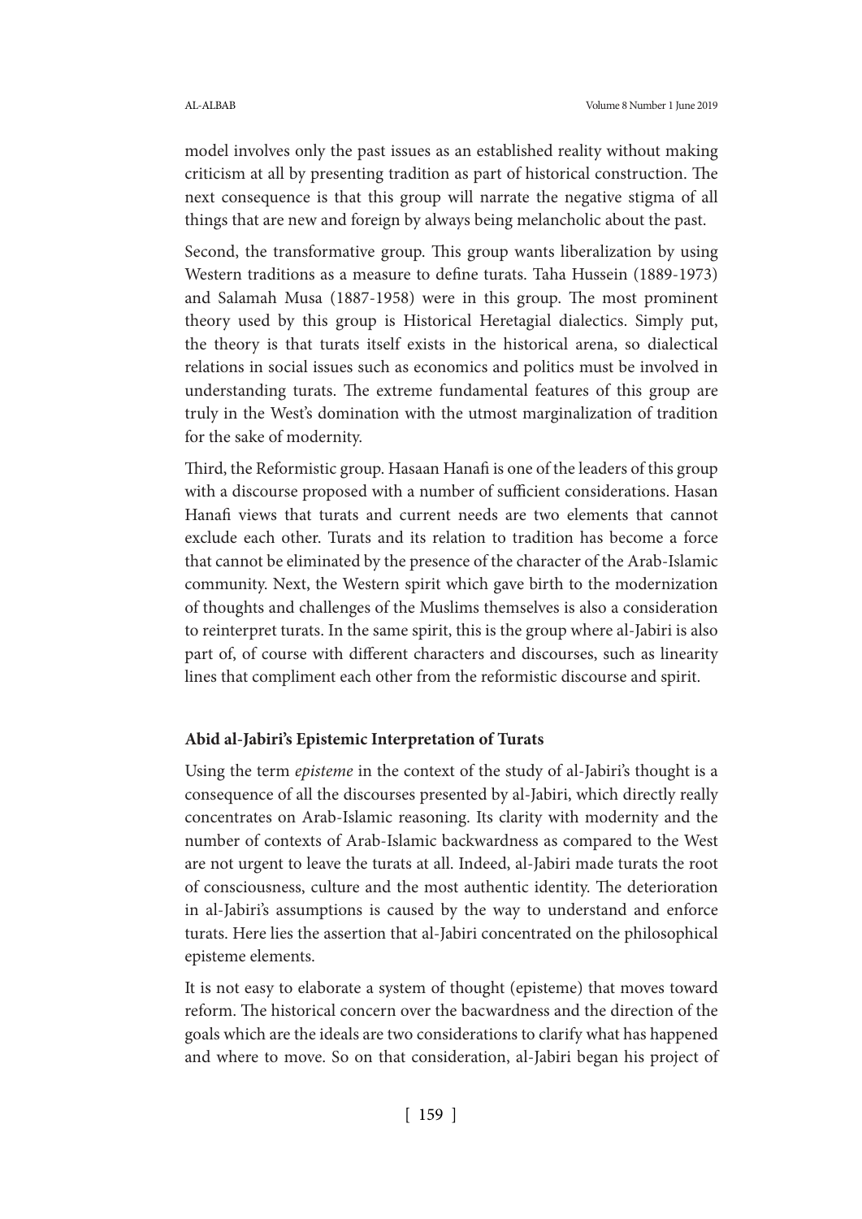model involves only the past issues as an established reality without making criticism at all by presenting tradition as part of historical construction. The next consequence is that this group will narrate the negative stigma of all things that are new and foreign by always being melancholic about the past.

Second, the transformative group. This group wants liberalization by using Western traditions as a measure to define turats. Taha Hussein (1889-1973) and Salamah Musa (1887-1958) were in this group. The most prominent theory used by this group is Historical Heretagial dialectics. Simply put, the theory is that turats itself exists in the historical arena, so dialectical relations in social issues such as economics and politics must be involved in understanding turats. The extreme fundamental features of this group are truly in the West's domination with the utmost marginalization of tradition for the sake of modernity.

Third, the Reformistic group. Hasaan Hanafi is one of the leaders of this group with a discourse proposed with a number of sufficient considerations. Hasan Hanafi views that turats and current needs are two elements that cannot exclude each other. Turats and its relation to tradition has become a force that cannot be eliminated by the presence of the character of the Arab-Islamic community. Next, the Western spirit which gave birth to the modernization of thoughts and challenges of the Muslims themselves is also a consideration to reinterpret turats. In the same spirit, this is the group where al-Jabiri is also part of, of course with different characters and discourses, such as linearity lines that compliment each other from the reformistic discourse and spirit.

### Abid al-Jabiri's Epistemic Interpretation of Turats

Using the term *episteme* in the context of the study of al-Jabiri's thought is a consequence of all the discourses presented by al-Jabiri, which directly really concentrates on Arab-Islamic reasoning. Its clarity with modernity and the number of contexts of Arab-Islamic backwardness as compared to the West are not urgent to leave the turats at all. Indeed, al-Jabiri made turats the root of consciousness, culture and the most authentic identity. The deterioration in al-Jabiri's assumptions is caused by the way to understand and enforce turats. Here lies the assertion that al-Jabiri concentrated on the philosophical episteme elements.

It is not easy to elaborate a system of thought (episteme) that moves toward reform. The historical concern over the bacwardness and the direction of the goals which are the ideals are two considerations to clarify what has happened and where to move. So on that consideration, al-Jabiri began his project of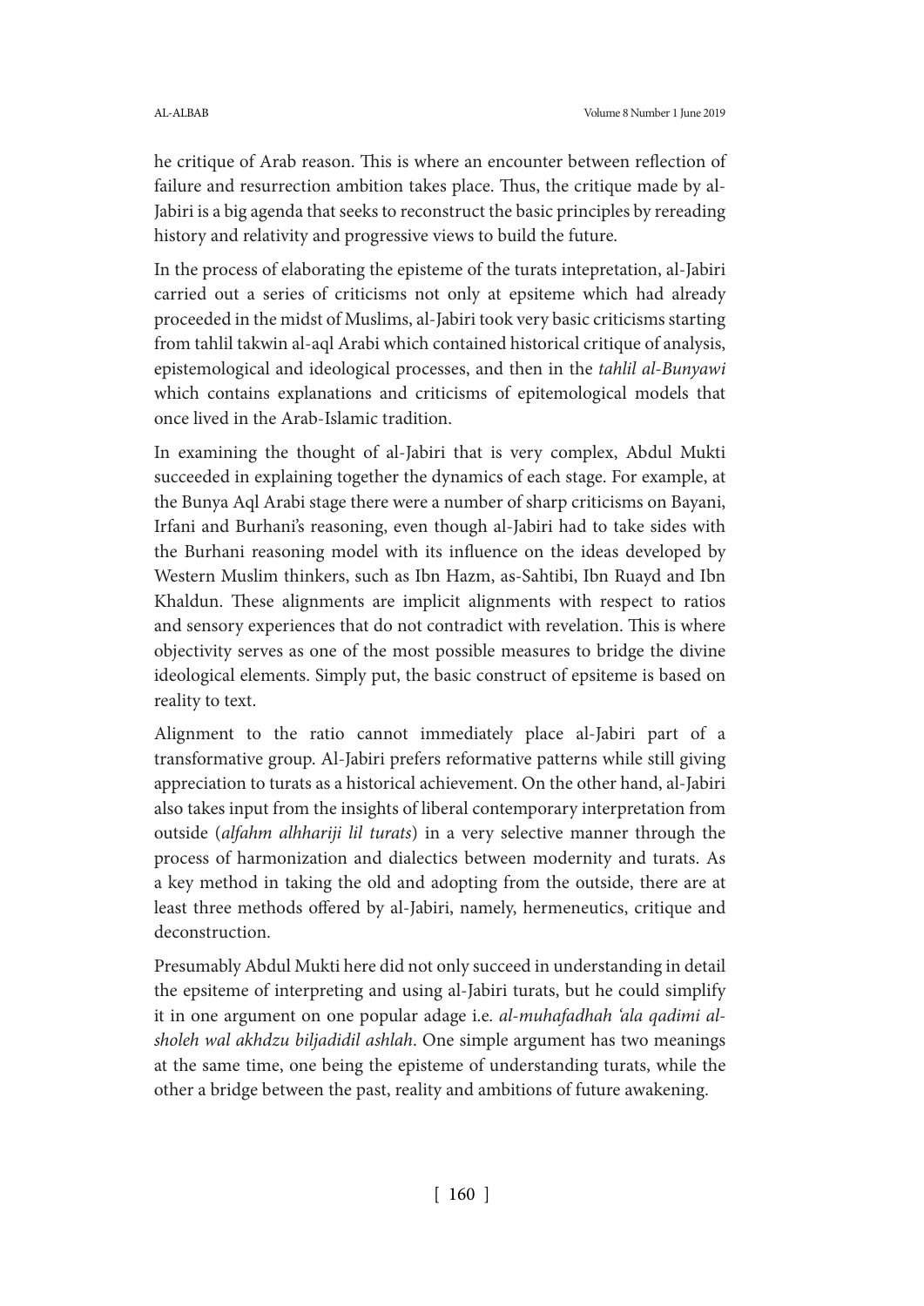he critique of Arab reason. This is where an encounter between reflection of failure and resurrection ambition takes place. Thus, the critique made by al-Jabiri is a big agenda that seeks to reconstruct the basic principles by rereading history and relativity and progressive views to build the future.

In the process of elaborating the episteme of the turats intepretation, al-Jabiri carried out a series of criticisms not only at epsiteme which had already proceeded in the midst of Muslims, al-Jabiri took very basic criticisms starting from tahlil takwin al-aql Arabi which contained historical critique of analysis, epistemological and ideological processes, and then in the *tahlil al-Bunyawi* which contains explanations and criticisms of epitemological models that once lived in the Arab-Islamic tradition.

In examining the thought of al-Jabiri that is very complex, Abdul Mukti succeeded in explaining together the dynamics of each stage. For example, at the Bunya Aql Arabi stage there were a number of sharp criticisms on Bayani, Irfani and Burhani's reasoning, even though al-Jabiri had to take sides with the Burhani reasoning model with its influence on the ideas developed by Western Muslim thinkers, such as Ibn Hazm, as-Sahtibi, Ibn Ruayd and Ibn Khaldun. These alignments are implicit alignments with respect to ratios and sensory experiences that do not contradict with revelation. This is where objectivity serves as one of the most possible measures to bridge the divine ideological elements. Simply put, the basic construct of epsiteme is based on reality to text.

Alignment to the ratio cannot immediately place al-Jabiri part of a transformative group. Al-Jabiri prefers reformative patterns while still giving appreciation to turats as a historical achievement. On the other hand, al-Jabiri also takes input from the insights of liberal contemporary interpretation from outside (*alfahm alhhariji lil turats*) in a very selective manner through the process of harmonization and dialectics between modernity and turats. As a key method in taking the old and adopting from the outside, there are at least three methods offered by al-Jabiri, namely, hermeneutics, critique and deconstruction.

Presumably Abdul Mukti here did not only succeed in understanding in detail the epsiteme of interpreting and using al-Jabiri turats, but he could simplify it in one argument on one popular adage i.e. *al-muhafadhah 'ala qadimi al-sholeh wal akhdzu biljadidil ashlah*. One simple argument has two meanings at the same time, one being the episteme of understanding turats, while the other a bridge between the past, reality and ambitions of future awakening.